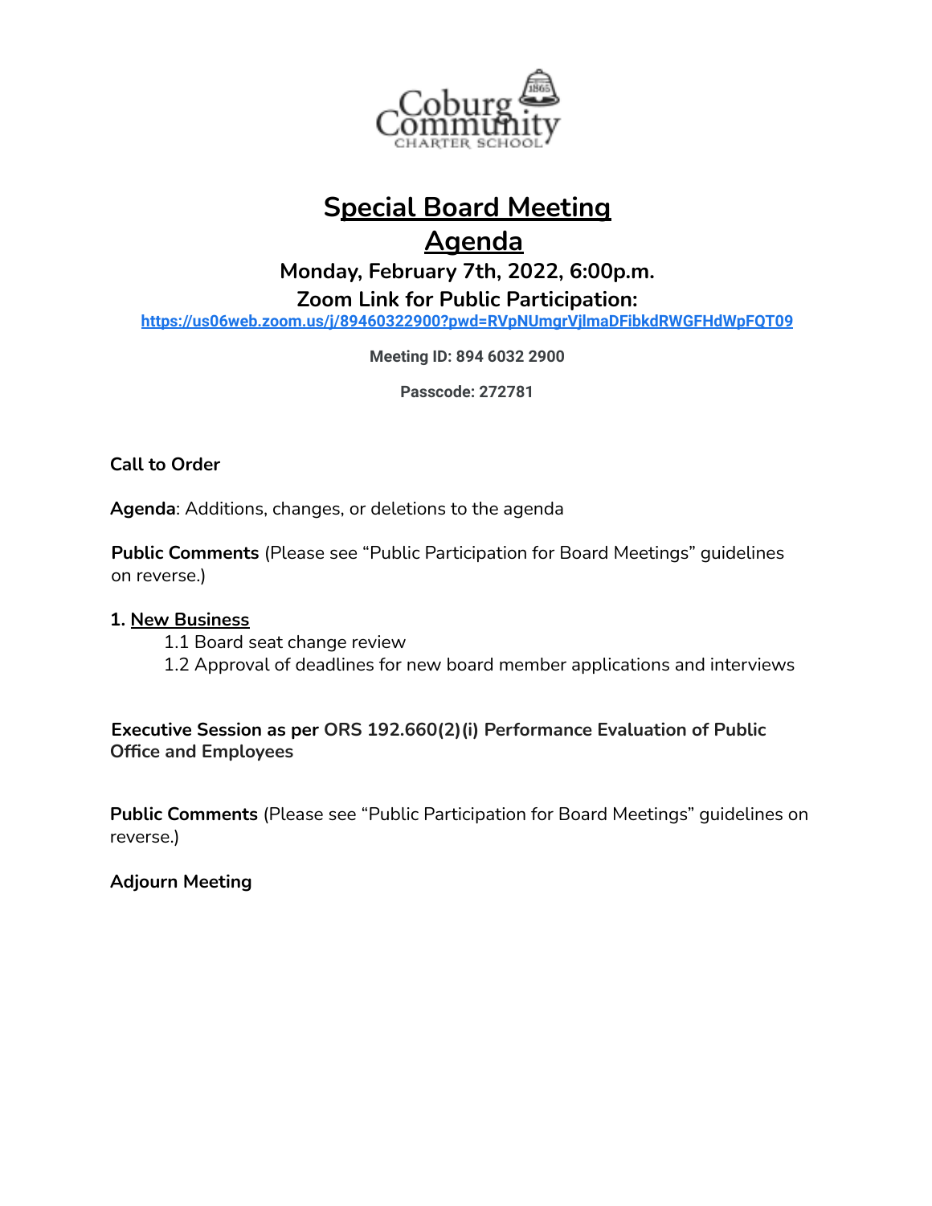Coburg Community CHARTER SCHOOL

# Special Board Meeting

# Agenda

### Monday, February 7th, 2022, 6:00p.m.

### Zoom Link for Public Participation:

https://us06web.zoom.us/j/89460322900?pwd=RVpNUmgrVjlmaDFibkdRWGFHdWpFQT09

**Meeting ID: 894 6032 2900**

**Passcode: 272781**

**Call to Order**

**Agenda**: Additions, changes, or deletions to the agenda

**Public Comments** (Please see "Public Participation for Board Meetings" guidelines on reverse.)

**1. New Business**

- 1.1 Board seat change review
- 1.2 Approval of deadlines for new board member applications and interviews

**Executive Session as per ORS 192.660(2)(i) Performance Evaluation of Public Office and Employees**

**Public Comments** (Please see "Public Participation for Board Meetings" guidelines on reverse.)

**Adjourn Meeting**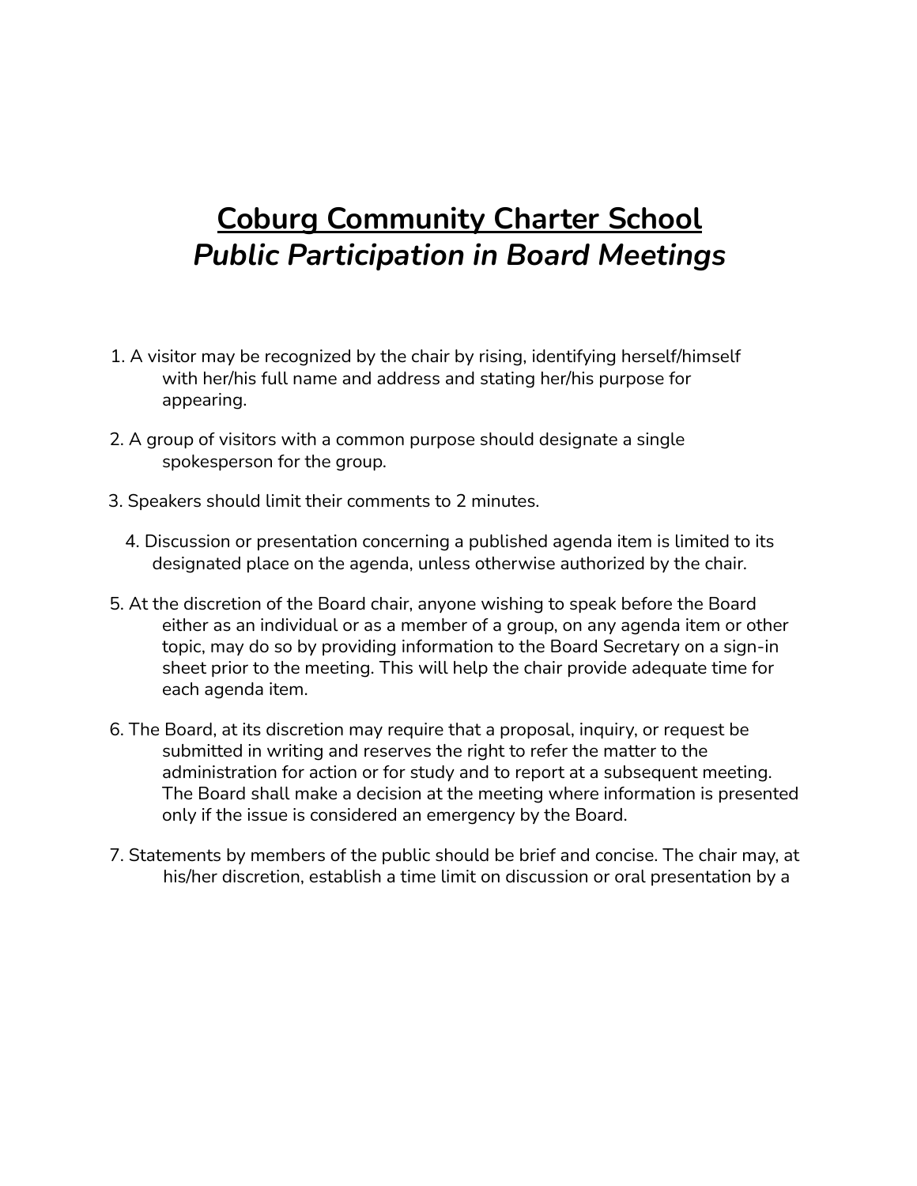# Coburg Community Charter School

## *Public Participation in Board Meetings*

1. A visitor may be recognized by the chair by rising, identifying herself/himself with her/his full name and address and stating her/his purpose for appearing.
2. A group of visitors with a common purpose should designate a single spokesperson for the group.
3. Speakers should limit their comments to 2 minutes.
4. Discussion or presentation concerning a published agenda item is limited to its designated place on the agenda, unless otherwise authorized by the chair.
5. At the discretion of the Board chair, anyone wishing to speak before the Board either as an individual or as a member of a group, on any agenda item or other topic, may do so by providing information to the Board Secretary on a sign-in sheet prior to the meeting. This will help the chair provide adequate time for each agenda item.
6. The Board, at its discretion may require that a proposal, inquiry, or request be submitted in writing and reserves the right to refer the matter to the administration for action or for study and to report at a subsequent meeting. The Board shall make a decision at the meeting where information is presented only if the issue is considered an emergency by the Board.
7. Statements by members of the public should be brief and concise. The chair may, at his/her discretion, establish a time limit on discussion or oral presentation by a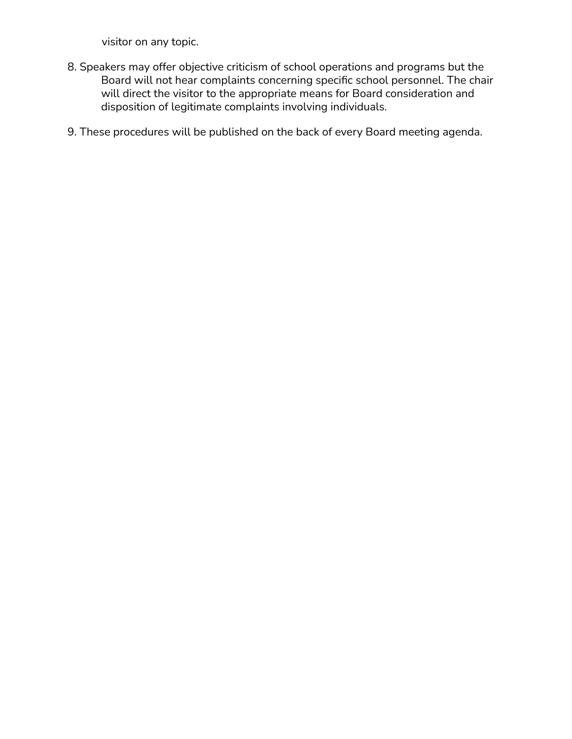visitor on any topic.

8. Speakers may offer objective criticism of school operations and programs but the Board will not hear complaints concerning specific school personnel. The chair will direct the visitor to the appropriate means for Board consideration and disposition of legitimate complaints involving individuals.

9. These procedures will be published on the back of every Board meeting agenda.